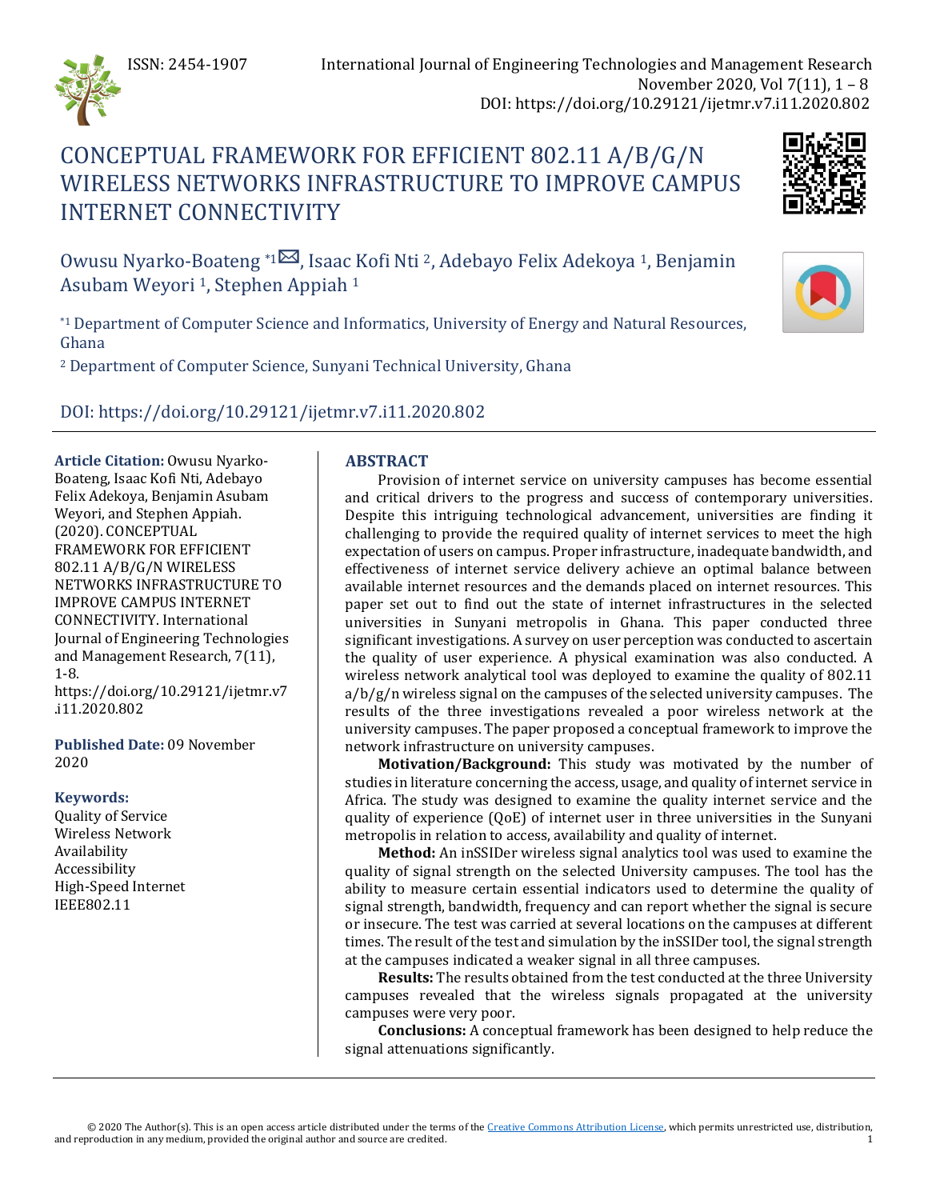ISSN: 2454-1907

International Journal of Engineering Technologies and Management Research
November 2020, Vol 7(11), 1 – 8
DOI: https://doi.org/10.29121/ijetmr.v7.i11.2020.802

# CONCEPTUAL FRAMEWORK FOR EFFICIENT 802.11 A/B/G/N WIRELESS NETWORKS INFRASTRUCTURE TO IMPROVE CAMPUS INTERNET CONNECTIVITY

Owusu Nyarko-Boateng [*1], Isaac Kofi Nti [2], Adebayo Felix Adekoya [1], Benjamin Asubam Weyori [1], Stephen Appiah [1]

[*1] Department of Computer Science and Informatics, University of Energy and Natural Resources, Ghana

[2] Department of Computer Science, Sunyani Technical University, Ghana

DOI: https://doi.org/10.29121/ijetmr.v7.i11.2020.802

**Article Citation:** Owusu Nyarko-Boateng, Isaac Kofi Nti, Adebayo Felix Adekoya, Benjamin Asubam Weyori, and Stephen Appiah. (2020). CONCEPTUAL FRAMEWORK FOR EFFICIENT 802.11 A/B/G/N WIRELESS NETWORKS INFRASTRUCTURE TO IMPROVE CAMPUS INTERNET CONNECTIVITY. International Journal of Engineering Technologies and Management Research, 7(11), 1-8. https://doi.org/10.29121/ijetmr.v7.i11.2020.802

**Published Date:** 09 November 2020

**Keywords:**
Quality of Service
Wireless Network
Availability
Accessibility
High-Speed Internet
IEEE802.11

## ABSTRACT

Provision of internet service on university campuses has become essential and critical drivers to the progress and success of contemporary universities. Despite this intriguing technological advancement, universities are finding it challenging to provide the required quality of internet services to meet the high expectation of users on campus. Proper infrastructure, inadequate bandwidth, and effectiveness of internet service delivery achieve an optimal balance between available internet resources and the demands placed on internet resources. This paper set out to find out the state of internet infrastructures in the selected universities in Sunyani metropolis in Ghana. This paper conducted three significant investigations. A survey on user perception was conducted to ascertain the quality of user experience. A physical examination was also conducted. A wireless network analytical tool was deployed to examine the quality of 802.11 a/b/g/n wireless signal on the campuses of the selected university campuses. The results of the three investigations revealed a poor wireless network at the university campuses. The paper proposed a conceptual framework to improve the network infrastructure on university campuses.

**Motivation/Background:** This study was motivated by the number of studies in literature concerning the access, usage, and quality of internet service in Africa. The study was designed to examine the quality internet service and the quality of experience (QoE) of internet user in three universities in the Sunyani metropolis in relation to access, availability and quality of internet.

**Method:** An inSSIDer wireless signal analytics tool was used to examine the quality of signal strength on the selected University campuses. The tool has the ability to measure certain essential indicators used to determine the quality of signal strength, bandwidth, frequency and can report whether the signal is secure or insecure. The test was carried at several locations on the campuses at different times. The result of the test and simulation by the inSSIDer tool, the signal strength at the campuses indicated a weaker signal in all three campuses.

**Results:** The results obtained from the test conducted at the three University campuses revealed that the wireless signals propagated at the university campuses were very poor.

**Conclusions:** A conceptual framework has been designed to help reduce the signal attenuations significantly.

© 2020 The Author(s). This is an open access article distributed under the terms of the Creative Commons Attribution License, which permits unrestricted use, distribution, and reproduction in any medium, provided the original author and source are credited.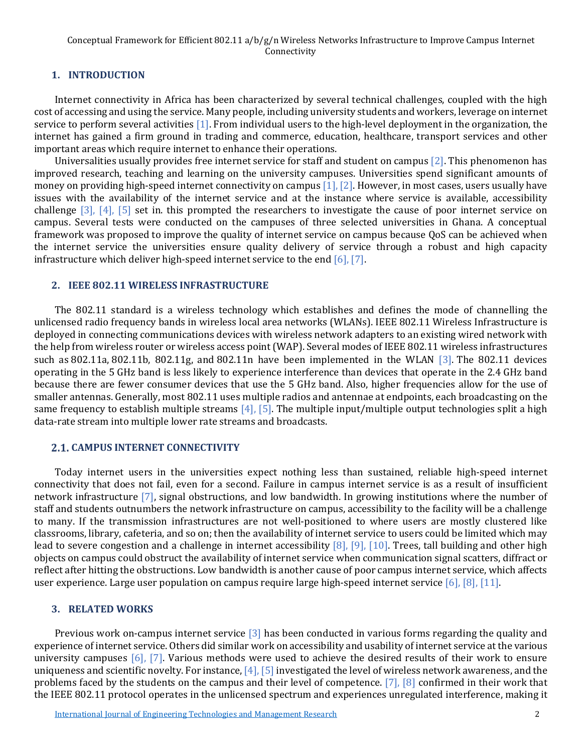## 1. INTRODUCTION

Internet connectivity in Africa has been characterized by several technical challenges, coupled with the high cost of accessing and using the service. Many people, including university students and workers, leverage on internet service to perform several activities [1]. From individual users to the high-level deployment in the organization, the internet has gained a firm ground in trading and commerce, education, healthcare, transport services and other important areas which require internet to enhance their operations.

Universalities usually provides free internet service for staff and student on campus [2]. This phenomenon has improved research, teaching and learning on the university campuses. Universities spend significant amounts of money on providing high-speed internet connectivity on campus [1], [2]. However, in most cases, users usually have issues with the availability of the internet service and at the instance where service is available, accessibility challenge [3], [4], [5] set in. this prompted the researchers to investigate the cause of poor internet service on campus. Several tests were conducted on the campuses of three selected universities in Ghana. A conceptual framework was proposed to improve the quality of internet service on campus because QoS can be achieved when the internet service the universities ensure quality delivery of service through a robust and high capacity infrastructure which deliver high-speed internet service to the end [6], [7].

## 2. IEEE 802.11 WIRELESS INFRASTRUCTURE

The 802.11 standard is a wireless technology which establishes and defines the mode of channelling the unlicensed radio frequency bands in wireless local area networks (WLANs). IEEE 802.11 Wireless Infrastructure is deployed in connecting communications devices with wireless network adapters to an existing wired network with the help from wireless router or wireless access point (WAP). Several modes of IEEE 802.11 wireless infrastructures such as 802.11a, 802.11b, 802.11g, and 802.11n have been implemented in the WLAN [3]. The 802.11 devices operating in the 5 GHz band is less likely to experience interference than devices that operate in the 2.4 GHz band because there are fewer consumer devices that use the 5 GHz band. Also, higher frequencies allow for the use of smaller antennas. Generally, most 802.11 uses multiple radios and antennae at endpoints, each broadcasting on the same frequency to establish multiple streams [4], [5]. The multiple input/multiple output technologies split a high data-rate stream into multiple lower rate streams and broadcasts.

### 2.1. CAMPUS INTERNET CONNECTIVITY

Today internet users in the universities expect nothing less than sustained, reliable high-speed internet connectivity that does not fail, even for a second. Failure in campus internet service is as a result of insufficient network infrastructure [7], signal obstructions, and low bandwidth. In growing institutions where the number of staff and students outnumbers the network infrastructure on campus, accessibility to the facility will be a challenge to many. If the transmission infrastructures are not well-positioned to where users are mostly clustered like classrooms, library, cafeteria, and so on; then the availability of internet service to users could be limited which may lead to severe congestion and a challenge in internet accessibility [8], [9], [10]. Trees, tall building and other high objects on campus could obstruct the availability of internet service when communication signal scatters, diffract or reflect after hitting the obstructions. Low bandwidth is another cause of poor campus internet service, which affects user experience. Large user population on campus require large high-speed internet service [6], [8], [11].

## 3. RELATED WORKS

Previous work on-campus internet service [3] has been conducted in various forms regarding the quality and experience of internet service. Others did similar work on accessibility and usability of internet service at the various university campuses [6], [7]. Various methods were used to achieve the desired results of their work to ensure uniqueness and scientific novelty. For instance, [4], [5] investigated the level of wireless network awareness, and the problems faced by the students on the campus and their level of competence. [7], [8] confirmed in their work that the IEEE 802.11 protocol operates in the unlicensed spectrum and experiences unregulated interference, making it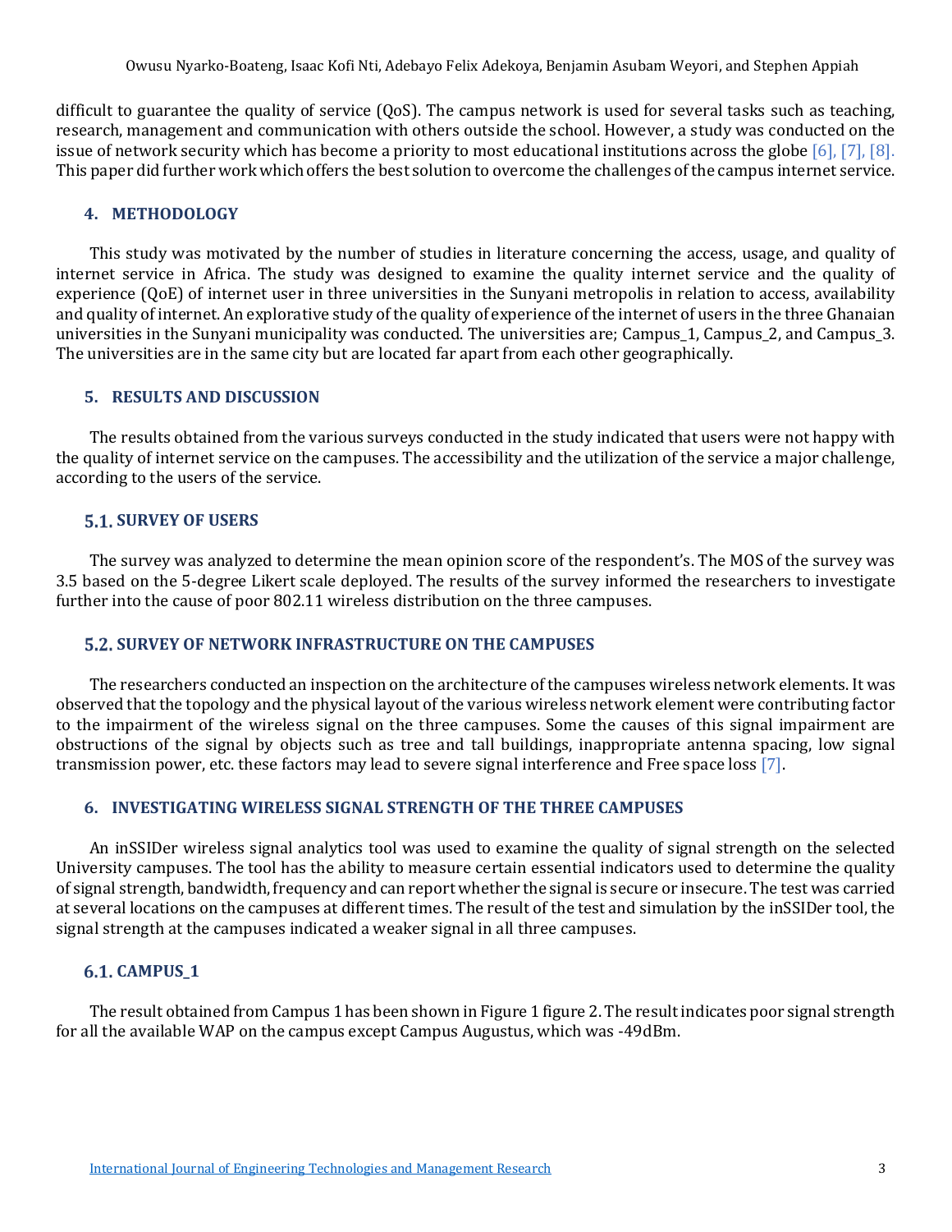difficult to guarantee the quality of service (QoS). The campus network is used for several tasks such as teaching, research, management and communication with others outside the school. However, a study was conducted on the issue of network security which has become a priority to most educational institutions across the globe [6], [7], [8]. This paper did further work which offers the best solution to overcome the challenges of the campus internet service.

## 4. METHODOLOGY

This study was motivated by the number of studies in literature concerning the access, usage, and quality of internet service in Africa. The study was designed to examine the quality internet service and the quality of experience (QoE) of internet user in three universities in the Sunyani metropolis in relation to access, availability and quality of internet. An explorative study of the quality of experience of the internet of users in the three Ghanaian universities in the Sunyani municipality was conducted. The universities are; Campus_1, Campus_2, and Campus_3. The universities are in the same city but are located far apart from each other geographically.

## 5. RESULTS AND DISCUSSION

The results obtained from the various surveys conducted in the study indicated that users were not happy with the quality of internet service on the campuses. The accessibility and the utilization of the service a major challenge, according to the users of the service.

### 5.1. SURVEY OF USERS

The survey was analyzed to determine the mean opinion score of the respondent's. The MOS of the survey was 3.5 based on the 5-degree Likert scale deployed. The results of the survey informed the researchers to investigate further into the cause of poor 802.11 wireless distribution on the three campuses.

### 5.2. SURVEY OF NETWORK INFRASTRUCTURE ON THE CAMPUSES

The researchers conducted an inspection on the architecture of the campuses wireless network elements. It was observed that the topology and the physical layout of the various wireless network element were contributing factor to the impairment of the wireless signal on the three campuses. Some the causes of this signal impairment are obstructions of the signal by objects such as tree and tall buildings, inappropriate antenna spacing, low signal transmission power, etc. these factors may lead to severe signal interference and Free space loss [7].

## 6. INVESTIGATING WIRELESS SIGNAL STRENGTH OF THE THREE CAMPUSES

An inSSIDer wireless signal analytics tool was used to examine the quality of signal strength on the selected University campuses. The tool has the ability to measure certain essential indicators used to determine the quality of signal strength, bandwidth, frequency and can report whether the signal is secure or insecure. The test was carried at several locations on the campuses at different times. The result of the test and simulation by the inSSIDer tool, the signal strength at the campuses indicated a weaker signal in all three campuses.

### 6.1. CAMPUS_1

The result obtained from Campus 1 has been shown in Figure 1 figure 2. The result indicates poor signal strength for all the available WAP on the campus except Campus Augustus, which was -49dBm.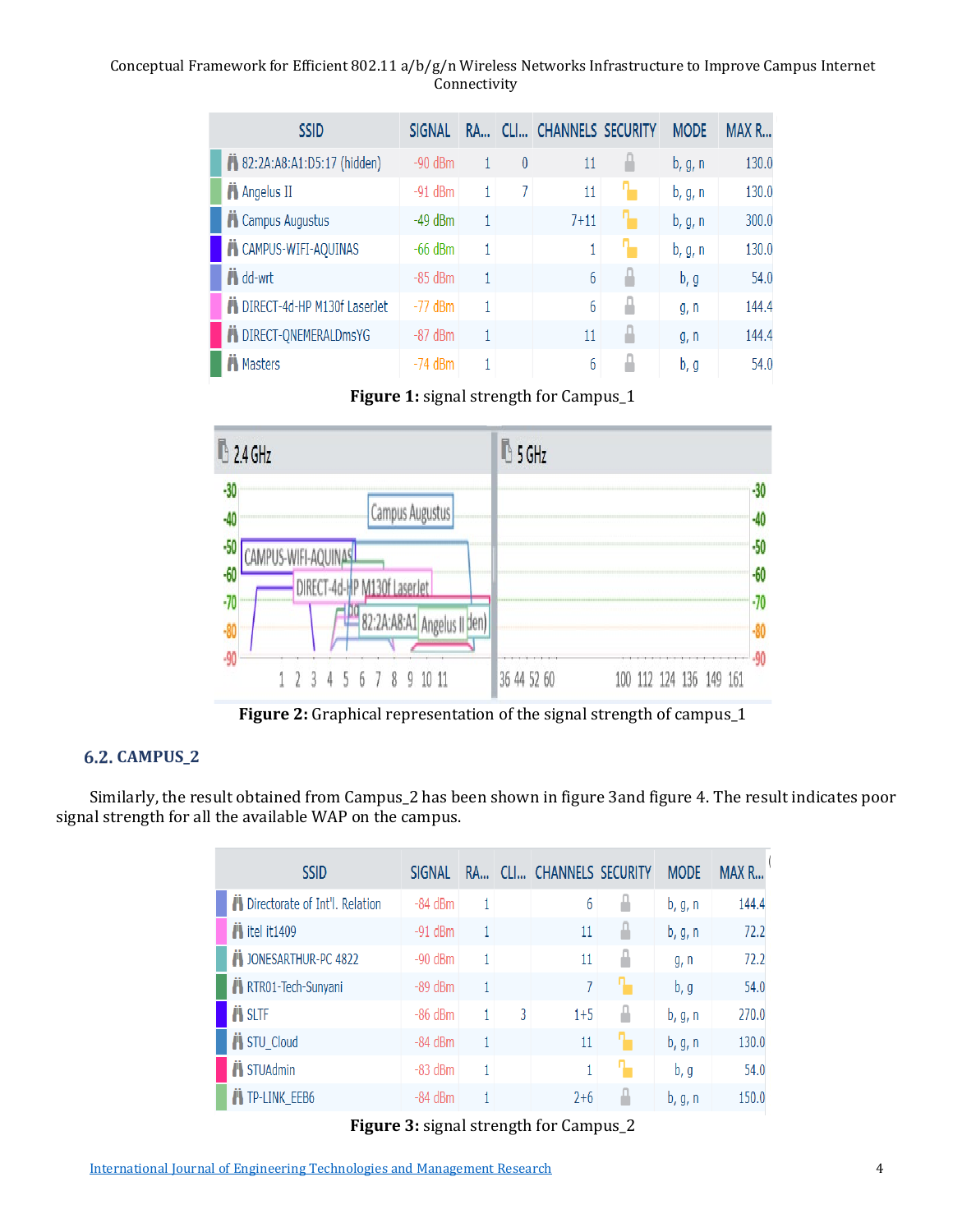| SSID | SIGNAL | RA... | CLI... | CHANNELS | SECURITY | MODE | MAX R... |
|---|---|---|---|---|---|---|---|
| 82:2A:A8:A1:D5:17 (hidden) | -90 dBm | 1 | 0 | 11 | | b, g, n | 130.0 |
| Angelus II | -91 dBm | 1 | 7 | 11 | | b, g, n | 130.0 |
| Campus Augustus | -49 dBm | 1 | | 7+11 | | b, g, n | 300.0 |
| CAMPUS-WIFI-AQUINAS | -66 dBm | 1 | | 1 | | b, g, n | 130.0 |
| dd-wrt | -85 dBm | 1 | | 6 | | b, g | 54.0 |
| DIRECT-4d-HP M130f LaserJet | -77 dBm | 1 | | 6 | | g, n | 144.4 |
| DIRECT-QNEMERALDmsYG | -87 dBm | 1 | | 11 | | g, n | 144.4 |
| Masters | -74 dBm | 1 | | 6 | | b, g | 54.0 |

**Figure 1:** signal strength for Campus_1

**Figure 2:** Graphical representation of the signal strength of campus_1

### 6.2. CAMPUS_2

Similarly, the result obtained from Campus_2 has been shown in figure 3and figure 4. The result indicates poor signal strength for all the available WAP on the campus.

| SSID | SIGNAL | RA... | CLI... | CHANNELS | SECURITY | MODE | MAX R... |
|---|---|---|---|---|---|---|---|
| Directorate of Int'l. Relation | -84 dBm | 1 | | 6 | | b, g, n | 144.4 |
| itel it1409 | -91 dBm | 1 | | 11 | | b, g, n | 72.2 |
| JONESARTHUR-PC 4822 | -90 dBm | 1 | | 11 | | g, n | 72.2 |
| RTR01-Tech-Sunyani | -89 dBm | 1 | | 7 | | b, g | 54.0 |
| SLTF | -86 dBm | 1 | 3 | 1+5 | | b, g, n | 270.0 |
| STU_Cloud | -84 dBm | 1 | | 11 | | b, g, n | 130.0 |
| STUAdmin | -83 dBm | 1 | | 1 | | b, g | 54.0 |
| TP-LINK_EEB6 | -84 dBm | 1 | | 2+6 | | b, g, n | 150.0 |

**Figure 3:** signal strength for Campus_2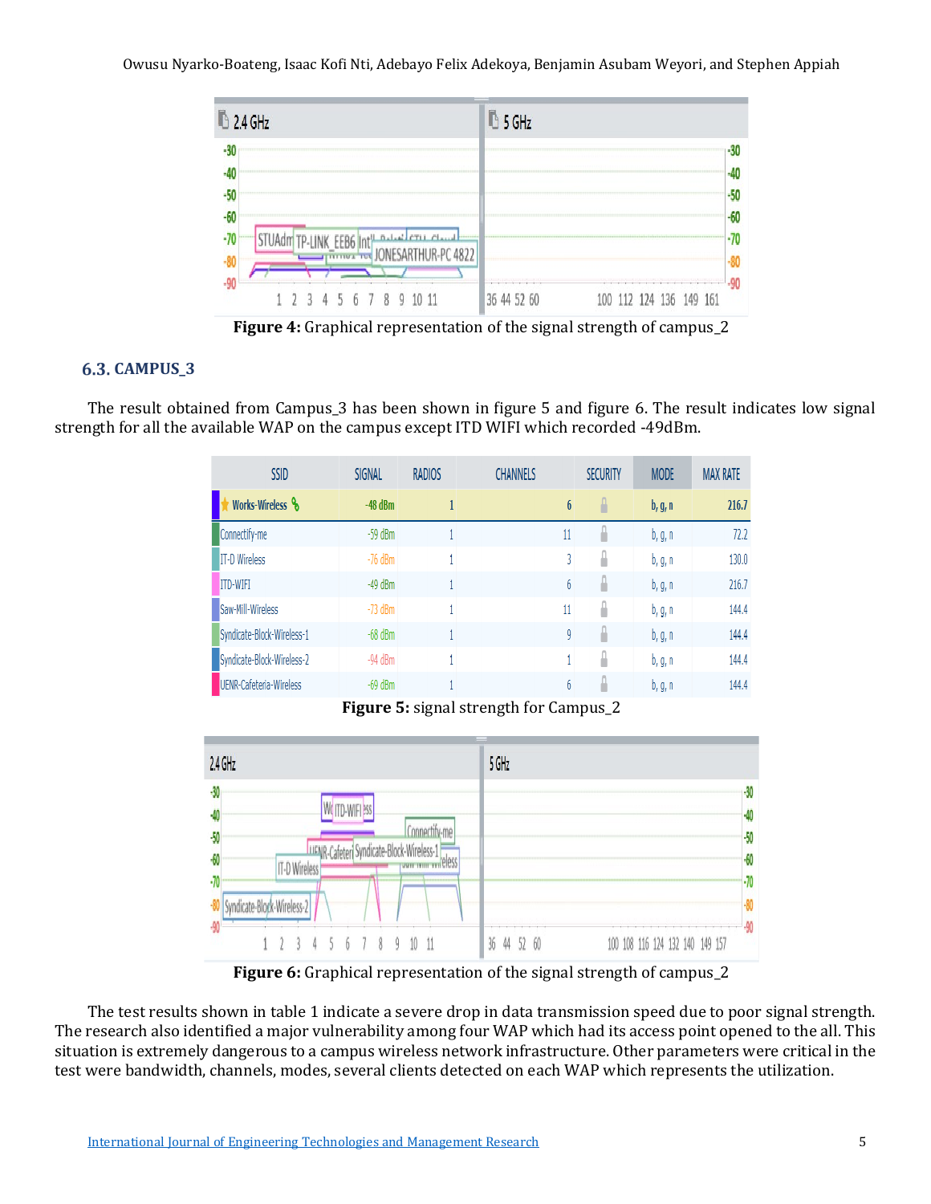**Figure 4:** Graphical representation of the signal strength of campus_2

### 6.3. CAMPUS_3

The result obtained from Campus_3 has been shown in figure 5 and figure 6. The result indicates low signal strength for all the available WAP on the campus except ITD WIFI which recorded -49dBm.

| SSID | SIGNAL | RADIOS | CHANNELS | SECURITY | MODE | MAX RATE |
|---|---|---|---|---|---|---|
| Works-Wireless | -48 dBm | 1 | 6 | | b, g, n | 216.7 |
| Connectify-me | -59 dBm | 1 | 11 | | b, g, n | 72.2 |
| IT-D Wireless | -76 dBm | 1 | 3 | | b, g, n | 130.0 |
| ITD-WIFI | -49 dBm | 1 | 6 | | b, g, n | 216.7 |
| Saw-Mill-Wireless | -73 dBm | 1 | 11 | | b, g, n | 144.4 |
| Syndicate-Block-Wireless-1 | -68 dBm | 1 | 9 | | b, g, n | 144.4 |
| Syndicate-Block-Wireless-2 | -94 dBm | 1 | 1 | | b, g, n | 144.4 |
| UENR-Cafeteria-Wireless | -69 dBm | 1 | 6 | | b, g, n | 144.4 |

**Figure 5:** signal strength for Campus_2

**Figure 6:** Graphical representation of the signal strength of campus_2

The test results shown in table 1 indicate a severe drop in data transmission speed due to poor signal strength. The research also identified a major vulnerability among four WAP which had its access point opened to the all. This situation is extremely dangerous to a campus wireless network infrastructure. Other parameters were critical in the test were bandwidth, channels, modes, several clients detected on each WAP which represents the utilization.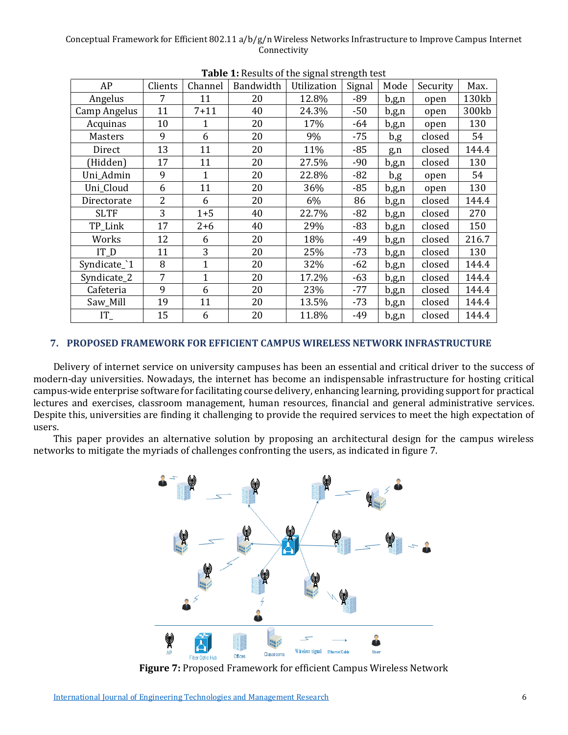**Table 1:** Results of the signal strength test

| AP | Clients | Channel | Bandwidth | Utilization | Signal | Mode | Security | Max. |
|---|---|---|---|---|---|---|---|---|
| Angelus | 7 | 11 | 20 | 12.8% | -89 | b,g,n | open | 130kb |
| Camp Angelus | 11 | 7+11 | 40 | 24.3% | -50 | b,g,n | open | 300kb |
| Acquinas | 10 | 1 | 20 | 17% | -64 | b,g,n | open | 130 |
| Masters | 9 | 6 | 20 | 9% | -75 | b,g | closed | 54 |
| Direct | 13 | 11 | 20 | 11% | -85 | g,n | closed | 144.4 |
| (Hidden) | 17 | 11 | 20 | 27.5% | -90 | b,g,n | closed | 130 |
| Uni_Admin | 9 | 1 | 20 | 22.8% | -82 | b,g | open | 54 |
| Uni_Cloud | 6 | 11 | 20 | 36% | -85 | b,g,n | open | 130 |
| Directorate | 2 | 6 | 20 | 6% | 86 | b,g,n | closed | 144.4 |
| SLTF | 3 | 1+5 | 40 | 22.7% | -82 | b,g,n | closed | 270 |
| TP_Link | 17 | 2+6 | 40 | 29% | -83 | b,g,n | closed | 150 |
| Works | 12 | 6 | 20 | 18% | -49 | b,g,n | closed | 216.7 |
| IT_D | 11 | 3 | 20 | 25% | -73 | b,g,n | closed | 130 |
| Syndicate_`1 | 8 | 1 | 20 | 32% | -62 | b,g,n | closed | 144.4 |
| Syndicate_2 | 7 | 1 | 20 | 17.2% | -63 | b,g,n | closed | 144.4 |
| Cafeteria | 9 | 6 | 20 | 23% | -77 | b,g,n | closed | 144.4 |
| Saw_Mill | 19 | 11 | 20 | 13.5% | -73 | b,g,n | closed | 144.4 |
| IT_ | 15 | 6 | 20 | 11.8% | -49 | b,g,n | closed | 144.4 |

## 7. PROPOSED FRAMEWORK FOR EFFICIENT CAMPUS WIRELESS NETWORK INFRASTRUCTURE

Delivery of internet service on university campuses has been an essential and critical driver to the success of modern-day universities. Nowadays, the internet has become an indispensable infrastructure for hosting critical campus-wide enterprise software for facilitating course delivery, enhancing learning, providing support for practical lectures and exercises, classroom management, human resources, financial and general administrative services. Despite this, universities are finding it challenging to provide the required services to meet the high expectation of users.

This paper provides an alternative solution by proposing an architectural design for the campus wireless networks to mitigate the myriads of challenges confronting the users, as indicated in figure 7.

**Figure 7:** Proposed Framework for efficient Campus Wireless Network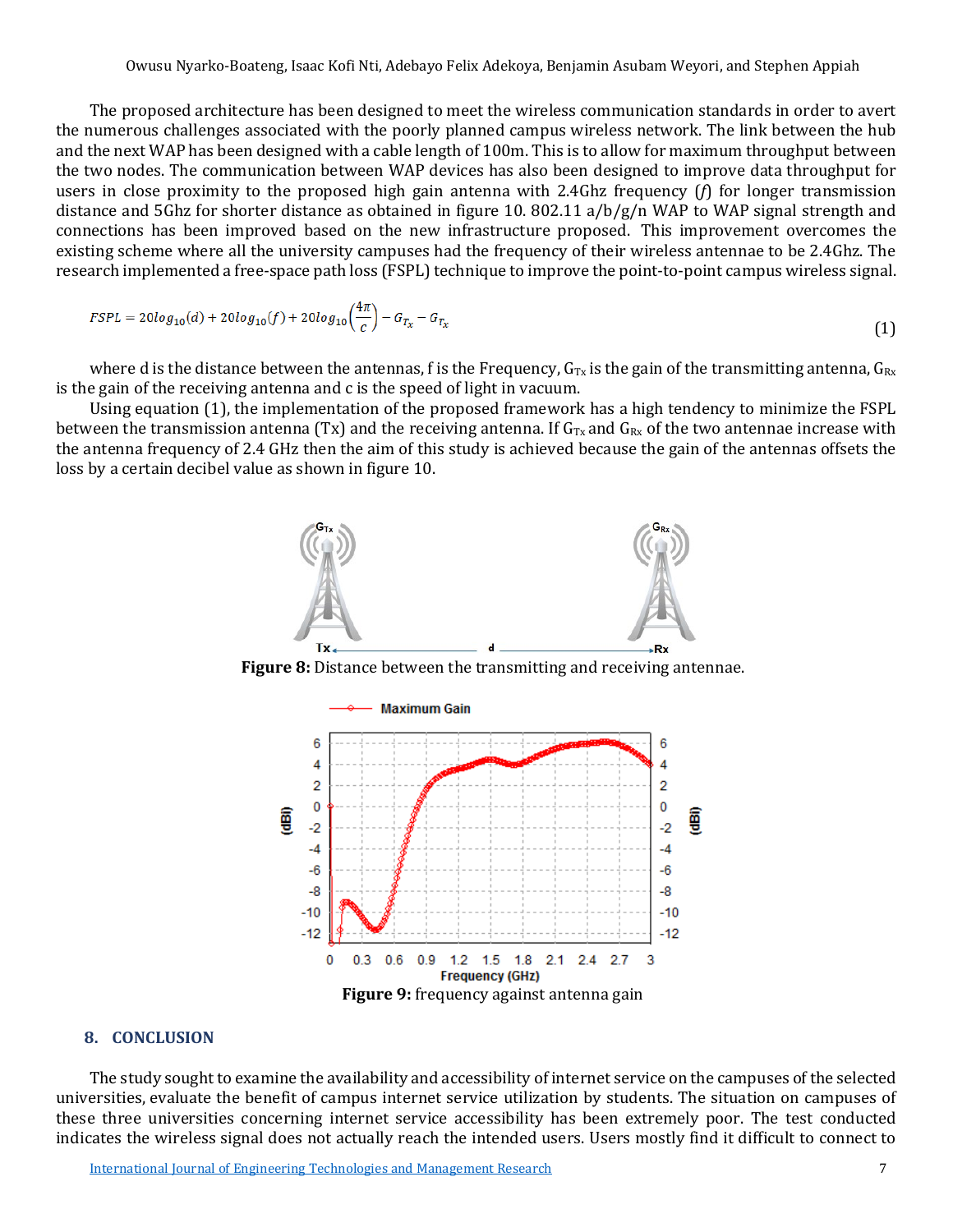The proposed architecture has been designed to meet the wireless communication standards in order to avert the numerous challenges associated with the poorly planned campus wireless network. The link between the hub and the next WAP has been designed with a cable length of 100m. This is to allow for maximum throughput between the two nodes. The communication between WAP devices has also been designed to improve data throughput for users in close proximity to the proposed high gain antenna with 2.4Ghz frequency (*f*) for longer transmission distance and 5Ghz for shorter distance as obtained in figure 10. 802.11 a/b/g/n WAP to WAP signal strength and connections has been improved based on the new infrastructure proposed. This improvement overcomes the existing scheme where all the university campuses had the frequency of their wireless antennae to be 2.4Ghz. The research implemented a free-space path loss (FSPL) technique to improve the point-to-point campus wireless signal.

$$FSPL = 20log_{10}(d) + 20log_{10}(f) + 20log_{10}\left(\frac{4\pi}{c}\right) - G_{T_x} - G_{T_x} \tag{1}$$

where d is the distance between the antennas, f is the Frequency, $G_{Tx}$ is the gain of the transmitting antenna, $G_{Rx}$ is the gain of the receiving antenna and c is the speed of light in vacuum.

Using equation (1), the implementation of the proposed framework has a high tendency to minimize the FSPL between the transmission antenna (Tx) and the receiving antenna. If $G_{Tx}$ and $G_{Rx}$ of the two antennae increase with the antenna frequency of 2.4 GHz then the aim of this study is achieved because the gain of the antennas offsets the loss by a certain decibel value as shown in figure 10.

**Figure 8:** Distance between the transmitting and receiving antennae.

**Figure 9:** frequency against antenna gain

## 8. CONCLUSION

The study sought to examine the availability and accessibility of internet service on the campuses of the selected universities, evaluate the benefit of campus internet service utilization by students. The situation on campuses of these three universities concerning internet service accessibility has been extremely poor. The test conducted indicates the wireless signal does not actually reach the intended users. Users mostly find it difficult to connect to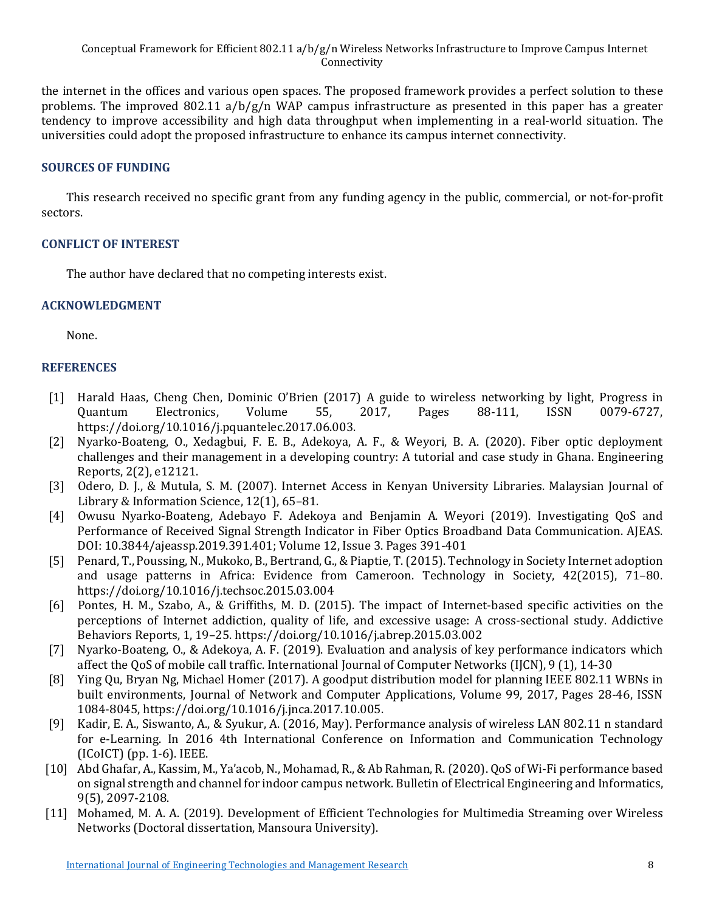the internet in the offices and various open spaces. The proposed framework provides a perfect solution to these problems. The improved 802.11 a/b/g/n WAP campus infrastructure as presented in this paper has a greater tendency to improve accessibility and high data throughput when implementing in a real-world situation. The universities could adopt the proposed infrastructure to enhance its campus internet connectivity.

## SOURCES OF FUNDING

This research received no specific grant from any funding agency in the public, commercial, or not-for-profit sectors.

## CONFLICT OF INTEREST

The author have declared that no competing interests exist.

## ACKNOWLEDGMENT

None.

## REFERENCES

[1] Harald Haas, Cheng Chen, Dominic O'Brien (2017) A guide to wireless networking by light, Progress in Quantum Electronics, Volume 55, 2017, Pages 88-111, ISSN 0079-6727, https://doi.org/10.1016/j.pquantelec.2017.06.003.

[2] Nyarko-Boateng, O., Xedagbui, F. E. B., Adekoya, A. F., & Weyori, B. A. (2020). Fiber optic deployment challenges and their management in a developing country: A tutorial and case study in Ghana. Engineering Reports, 2(2), e12121.

[3] Odero, D. J., & Mutula, S. M. (2007). Internet Access in Kenyan University Libraries. Malaysian Journal of Library & Information Science, 12(1), 65–81.

[4] Owusu Nyarko-Boateng, Adebayo F. Adekoya and Benjamin A. Weyori (2019). Investigating QoS and Performance of Received Signal Strength Indicator in Fiber Optics Broadband Data Communication. AJEAS. DOI: 10.3844/ajeassp.2019.391.401; Volume 12, Issue 3. Pages 391-401

[5] Penard, T., Poussing, N., Mukoko, B., Bertrand, G., & Piaptie, T. (2015). Technology in Society Internet adoption and usage patterns in Africa: Evidence from Cameroon. Technology in Society, 42(2015), 71–80. https://doi.org/10.1016/j.techsoc.2015.03.004

[6] Pontes, H. M., Szabo, A., & Griffiths, M. D. (2015). The impact of Internet-based specific activities on the perceptions of Internet addiction, quality of life, and excessive usage: A cross-sectional study. Addictive Behaviors Reports, 1, 19–25. https://doi.org/10.1016/j.abrep.2015.03.002

[7] Nyarko-Boateng, O., & Adekoya, A. F. (2019). Evaluation and analysis of key performance indicators which affect the QoS of mobile call traffic. International Journal of Computer Networks (IJCN), 9 (1), 14-30

[8] Ying Qu, Bryan Ng, Michael Homer (2017). A goodput distribution model for planning IEEE 802.11 WBNs in built environments, Journal of Network and Computer Applications, Volume 99, 2017, Pages 28-46, ISSN 1084-8045, https://doi.org/10.1016/j.jnca.2017.10.005.

[9] Kadir, E. A., Siswanto, A., & Syukur, A. (2016, May). Performance analysis of wireless LAN 802.11 n standard for e-Learning. In 2016 4th International Conference on Information and Communication Technology (ICoICT) (pp. 1-6). IEEE.

[10] Abd Ghafar, A., Kassim, M., Ya'acob, N., Mohamad, R., & Ab Rahman, R. (2020). QoS of Wi-Fi performance based on signal strength and channel for indoor campus network. Bulletin of Electrical Engineering and Informatics, 9(5), 2097-2108.

[11] Mohamed, M. A. A. (2019). Development of Efficient Technologies for Multimedia Streaming over Wireless Networks (Doctoral dissertation, Mansoura University).